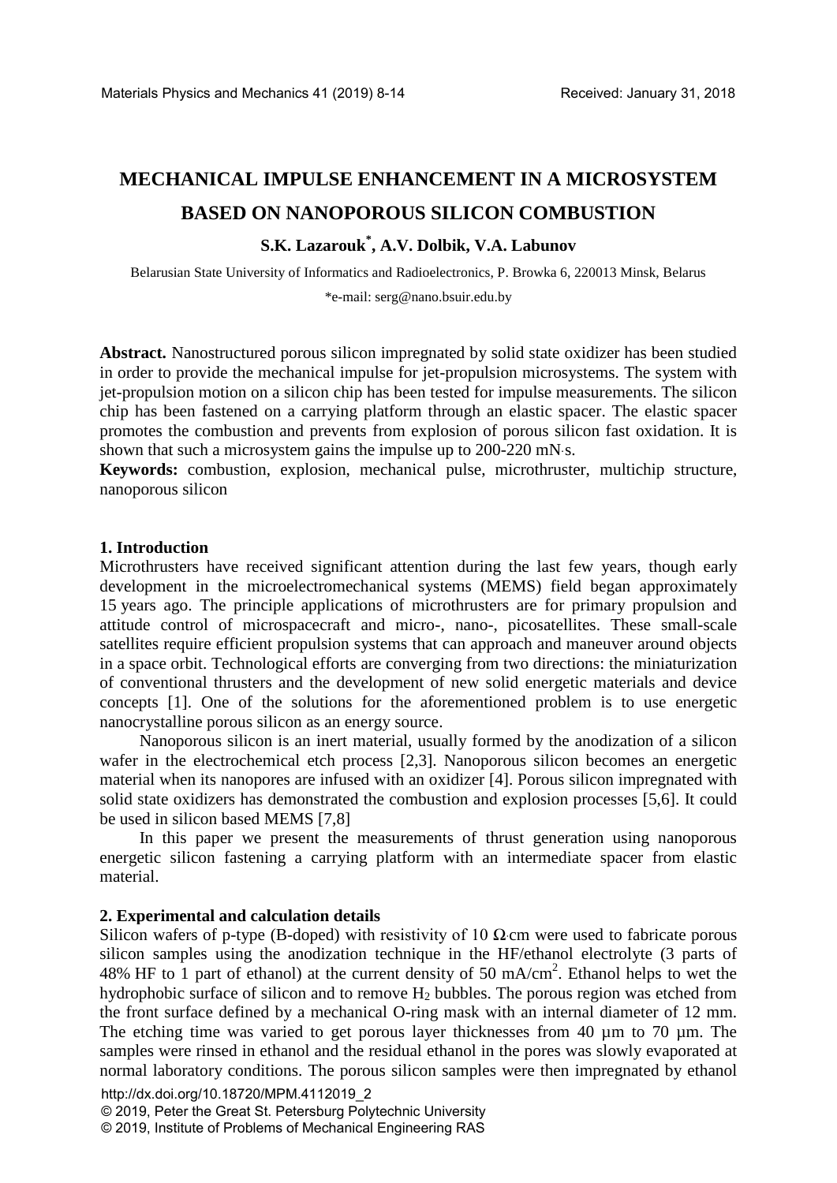# MECHANICAL IMPULSE ENHANCEMENT IN A MICROSYSTEM BASED ON NANOPOROUS SILICON COMBUSTION

**S.K. Lazarouk[*], A.V. Dolbik, V.A. Labunov**

Belarusian State University of Informatics and Radioelectronics, P. Browka 6, 220013 Minsk, Belarus

*e-mail: serg@nano.bsuir.edu.by

**Abstract.** Nanostructured porous silicon impregnated by solid state oxidizer has been studied in order to provide the mechanical impulse for jet-propulsion microsystems. The system with jet-propulsion motion on a silicon chip has been tested for impulse measurements. The silicon chip has been fastened on a carrying platform through an elastic spacer. The elastic spacer promotes the combustion and prevents from explosion of porous silicon fast oxidation. It is shown that such a microsystem gains the impulse up to 200-220 mN·s.

**Keywords:** combustion, explosion, mechanical pulse, microthruster, multichip structure, nanoporous silicon

## 1. Introduction

Microthrusters have received significant attention during the last few years, though early development in the microelectromechanical systems (MEMS) field began approximately 15 years ago. The principle applications of microthrusters are for primary propulsion and attitude control of microspacecraft and micro-, nano-, picosatellites. These small-scale satellites require efficient propulsion systems that can approach and maneuver around objects in a space orbit. Technological efforts are converging from two directions: the miniaturization of conventional thrusters and the development of new solid energetic materials and device concepts [1]. One of the solutions for the aforementioned problem is to use energetic nanocrystalline porous silicon as an energy source.

Nanoporous silicon is an inert material, usually formed by the anodization of a silicon wafer in the electrochemical etch process [2,3]. Nanoporous silicon becomes an energetic material when its nanopores are infused with an oxidizer [4]. Porous silicon impregnated with solid state oxidizers has demonstrated the combustion and explosion processes [5,6]. It could be used in silicon based MEMS [7,8]

In this paper we present the measurements of thrust generation using nanoporous energetic silicon fastening a carrying platform with an intermediate spacer from elastic material.

## 2. Experimental and calculation details

Silicon wafers of p-type (B-doped) with resistivity of 10 Ω·cm were used to fabricate porous silicon samples using the anodization technique in the HF/ethanol electrolyte (3 parts of 48% HF to 1 part of ethanol) at the current density of 50 mA/cm$^2$. Ethanol helps to wet the hydrophobic surface of silicon and to remove $H_2$ bubbles. The porous region was etched from the front surface defined by a mechanical O-ring mask with an internal diameter of 12 mm. The etching time was varied to get porous layer thicknesses from 40 µm to 70 µm. The samples were rinsed in ethanol and the residual ethanol in the pores was slowly evaporated at normal laboratory conditions. The porous silicon samples were then impregnated by ethanol

http://dx.doi.org/10.18720/MPM.4112019_2

© 2019, Peter the Great St. Petersburg Polytechnic University

© 2019, Institute of Problems of Mechanical Engineering RAS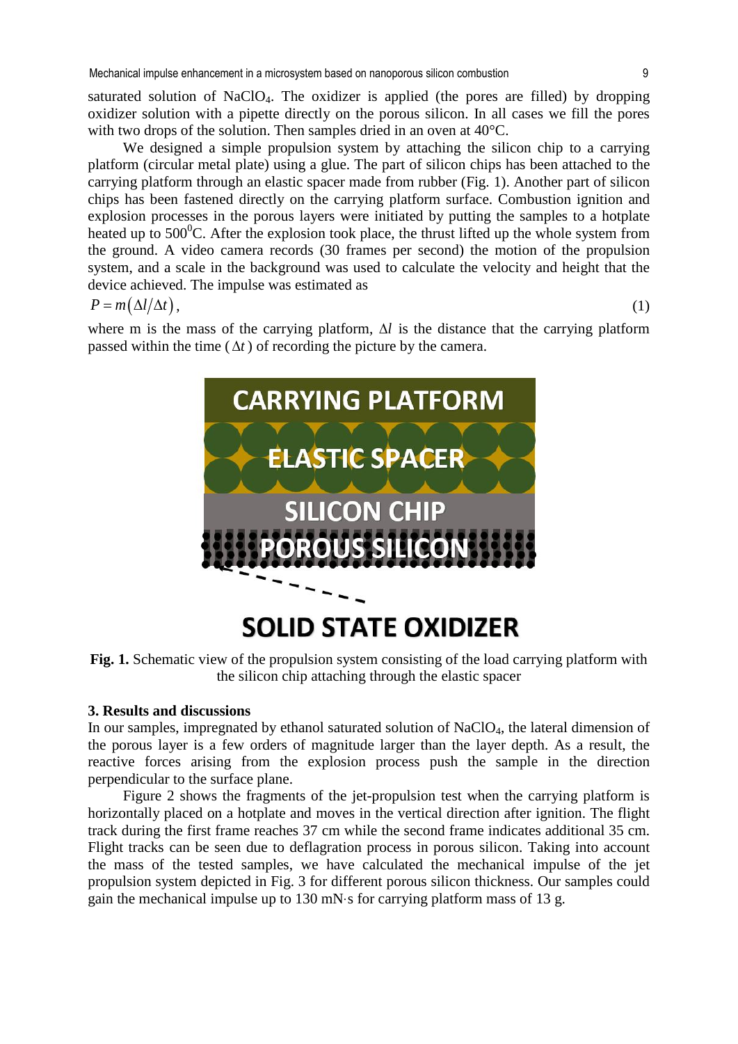saturated solution of $NaClO_4$. The oxidizer is applied (the pores are filled) by dropping oxidizer solution with a pipette directly on the porous silicon. In all cases we fill the pores with two drops of the solution. Then samples dried in an oven at 40°C.

We designed a simple propulsion system by attaching the silicon chip to a carrying platform (circular metal plate) using a glue. The part of silicon chips has been attached to the carrying platform through an elastic spacer made from rubber (Fig. 1). Another part of silicon chips has been fastened directly on the carrying platform surface. Combustion ignition and explosion processes in the porous layers were initiated by putting the samples to a hotplate heated up to $500^0$C. After the explosion took place, the thrust lifted up the whole system from the ground. A video camera records (30 frames per second) the motion of the propulsion system, and a scale in the background was used to calculate the velocity and height that the device achieved. The impulse was estimated as

$$P = m\left(\Delta l / \Delta t\right), \tag{1}$$

where m is the mass of the carrying platform, $\Delta l$ is the distance that the carrying platform passed within the time ($\Delta t$) of recording the picture by the camera.

CARRYING PLATFORM

ELASTIC SPACER

SILICON CHIP

POROUS SILICON

SOLID STATE OXIDIZER

**Fig. 1.** Schematic view of the propulsion system consisting of the load carrying platform with the silicon chip attaching through the elastic spacer

### 3. Results and discussions

In our samples, impregnated by ethanol saturated solution of $NaClO_4$, the lateral dimension of the porous layer is a few orders of magnitude larger than the layer depth. As a result, the reactive forces arising from the explosion process push the sample in the direction perpendicular to the surface plane.

Figure 2 shows the fragments of the jet-propulsion test when the carrying platform is horizontally placed on a hotplate and moves in the vertical direction after ignition. The flight track during the first frame reaches 37 cm while the second frame indicates additional 35 cm. Flight tracks can be seen due to deflagration process in porous silicon. Taking into account the mass of the tested samples, we have calculated the mechanical impulse of the jet propulsion system depicted in Fig. 3 for different porous silicon thickness. Our samples could gain the mechanical impulse up to 130 mN·s for carrying platform mass of 13 g.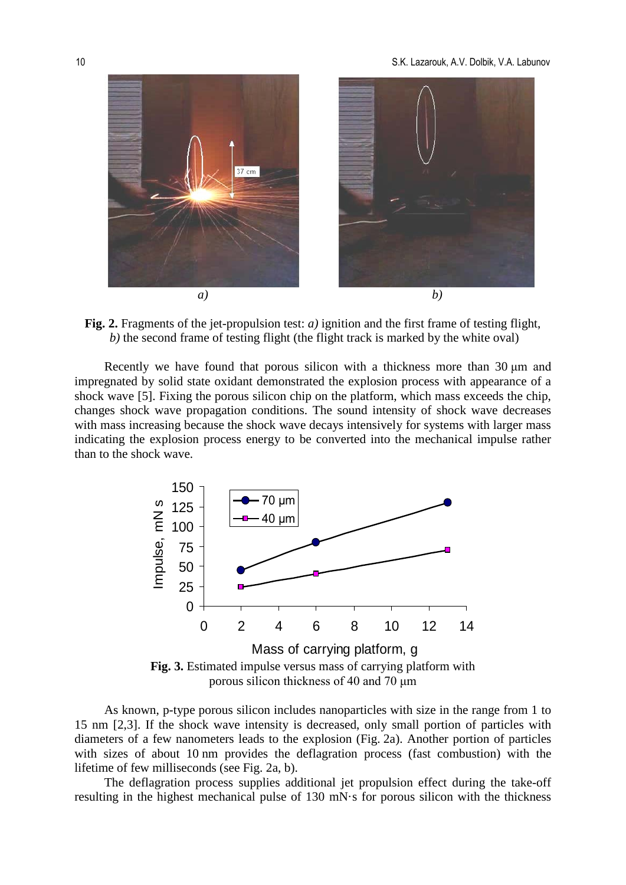**Fig. 2.** Fragments of the jet-propulsion test: *a)* ignition and the first frame of testing flight, *b)* the second frame of testing flight (the flight track is marked by the white oval)

Recently we have found that porous silicon with a thickness more than 30 μm and impregnated by solid state oxidant demonstrated the explosion process with appearance of a shock wave [5]. Fixing the porous silicon chip on the platform, which mass exceeds the chip, changes shock wave propagation conditions. The sound intensity of shock wave decreases with mass increasing because the shock wave decays intensively for systems with larger mass indicating the explosion process energy to be converted into the mechanical impulse rather than to the shock wave.

**Fig. 3.** Estimated impulse versus mass of carrying platform with porous silicon thickness of 40 and 70 μm

As known, p-type porous silicon includes nanoparticles with size in the range from 1 to 15 nm [2,3]. If the shock wave intensity is decreased, only small portion of particles with diameters of a few nanometers leads to the explosion (Fig. 2a). Another portion of particles with sizes of about 10 nm provides the deflagration process (fast combustion) with the lifetime of few milliseconds (see Fig. 2a, b).

The deflagration process supplies additional jet propulsion effect during the take-off resulting in the highest mechanical pulse of 130 mN·s for porous silicon with the thickness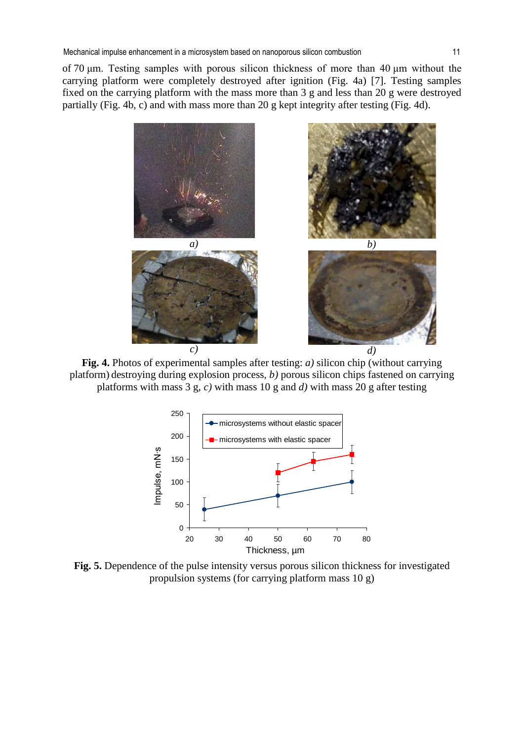of 70 μm. Testing samples with porous silicon thickness of more than 40 μm without the carrying platform were completely destroyed after ignition (Fig. 4a) [7]. Testing samples fixed on the carrying platform with the mass more than 3 g and less than 20 g were destroyed partially (Fig. 4b, c) and with mass more than 20 g kept integrity after testing (Fig. 4d).

**Fig. 4.** Photos of experimental samples after testing: *a)* silicon chip (without carrying platform) destroying during explosion process, *b)* porous silicon chips fastened on carrying platforms with mass 3 g, *c)* with mass 10 g and *d)* with mass 20 g after testing

**Fig. 5.** Dependence of the pulse intensity versus porous silicon thickness for investigated propulsion systems (for carrying platform mass 10 g)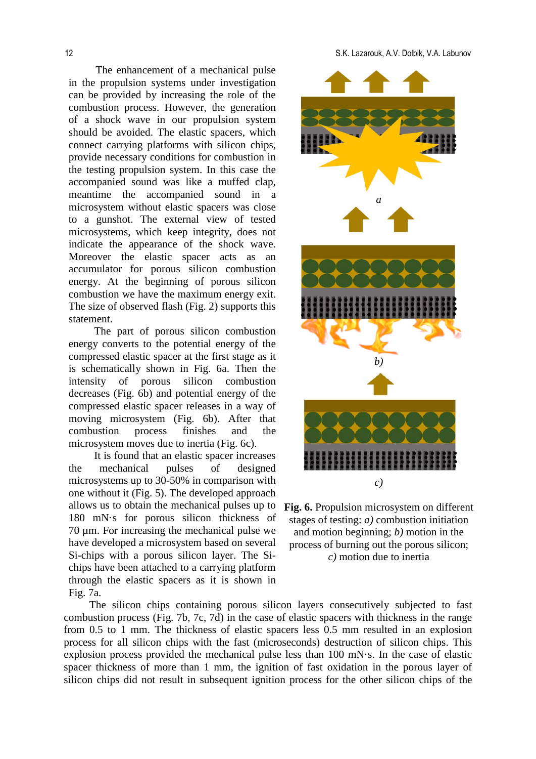The enhancement of a mechanical pulse in the propulsion systems under investigation can be provided by increasing the role of the combustion process. However, the generation of a shock wave in our propulsion system should be avoided. The elastic spacers, which connect carrying platforms with silicon chips, provide necessary conditions for combustion in the testing propulsion system. In this case the accompanied sound was like a muffed clap, meantime the accompanied sound in a microsystem without elastic spacers was close to a gunshot. The external view of tested microsystems, which keep integrity, does not indicate the appearance of the shock wave. Moreover the elastic spacer acts as an accumulator for porous silicon combustion energy. At the beginning of porous silicon combustion we have the maximum energy exit. The size of observed flash (Fig. 2) supports this statement.

The part of porous silicon combustion energy converts to the potential energy of the compressed elastic spacer at the first stage as it is schematically shown in Fig. 6a. Then the intensity of porous silicon combustion decreases (Fig. 6b) and potential energy of the compressed elastic spacer releases in a way of moving microsystem (Fig. 6b). After that combustion process finishes and the microsystem moves due to inertia (Fig. 6c).

It is found that an elastic spacer increases the mechanical pulses of designed microsystems up to 30-50% in comparison with one without it (Fig. 5). The developed approach allows us to obtain the mechanical pulses up to 180 mN·s for porous silicon thickness of 70 µm. For increasing the mechanical pulse we have developed a microsystem based on several Si-chips with a porous silicon layer. The Si-chips have been attached to a carrying platform through the elastic spacers as it is shown in Fig. 7a.

a

b)

c)

**Fig. 6.** Propulsion microsystem on different stages of testing: *a)* combustion initiation and motion beginning; *b)* motion in the process of burning out the porous silicon; *c)* motion due to inertia

The silicon chips containing porous silicon layers consecutively subjected to fast combustion process (Fig. 7b, 7c, 7d) in the case of elastic spacers with thickness in the range from 0.5 to 1 mm. The thickness of elastic spacers less 0.5 mm resulted in an explosion process for all silicon chips with the fast (microseconds) destruction of silicon chips. This explosion process provided the mechanical pulse less than 100 mN·s. In the case of elastic spacer thickness of more than 1 mm, the ignition of fast oxidation in the porous layer of silicon chips did not result in subsequent ignition process for the other silicon chips of the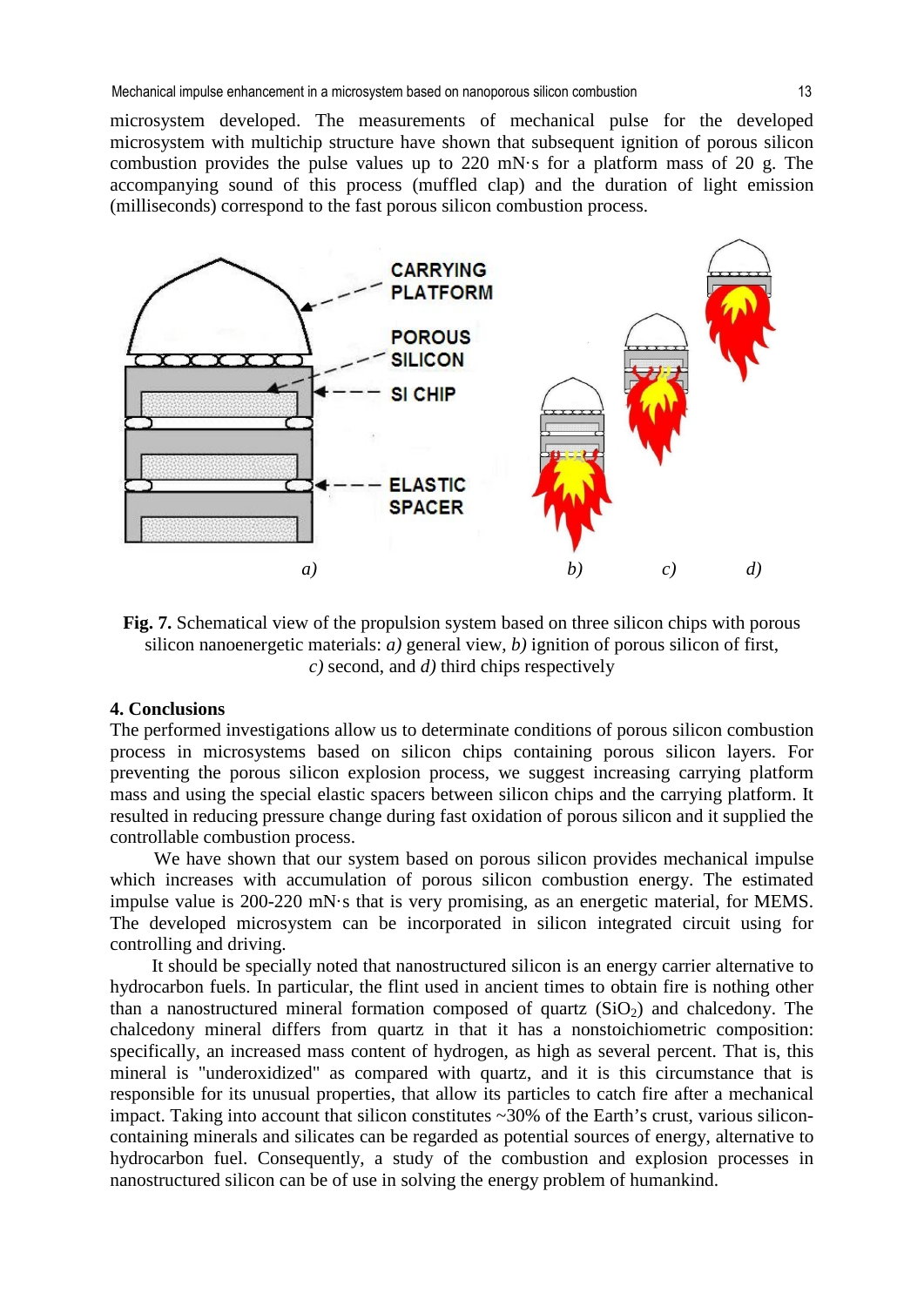microsystem developed. The measurements of mechanical pulse for the developed microsystem with multichip structure have shown that subsequent ignition of porous silicon combustion provides the pulse values up to 220 mN·s for a platform mass of 20 g. The accompanying sound of this process (muffled clap) and the duration of light emission (milliseconds) correspond to the fast porous silicon combustion process.

**Fig. 7.** Schematical view of the propulsion system based on three silicon chips with porous silicon nanoenergetic materials: *a)* general view, *b)* ignition of porous silicon of first, *c)* second, and *d)* third chips respectively

## 4. Conclusions

The performed investigations allow us to determinate conditions of porous silicon combustion process in microsystems based on silicon chips containing porous silicon layers. For preventing the porous silicon explosion process, we suggest increasing carrying platform mass and using the special elastic spacers between silicon chips and the carrying platform. It resulted in reducing pressure change during fast oxidation of porous silicon and it supplied the controllable combustion process.

We have shown that our system based on porous silicon provides mechanical impulse which increases with accumulation of porous silicon combustion energy. The estimated impulse value is 200-220 mN·s that is very promising, as an energetic material, for MEMS. The developed microsystem can be incorporated in silicon integrated circuit using for controlling and driving.

It should be specially noted that nanostructured silicon is an energy carrier alternative to hydrocarbon fuels. In particular, the flint used in ancient times to obtain fire is nothing other than a nanostructured mineral formation composed of quartz ($SiO_2$) and chalcedony. The chalcedony mineral differs from quartz in that it has a nonstoichiometric composition: specifically, an increased mass content of hydrogen, as high as several percent. That is, this mineral is "underoxidized" as compared with quartz, and it is this circumstance that is responsible for its unusual properties, that allow its particles to catch fire after a mechanical impact. Taking into account that silicon constitutes ~30% of the Earth's crust, various silicon-containing minerals and silicates can be regarded as potential sources of energy, alternative to hydrocarbon fuel. Consequently, a study of the combustion and explosion processes in nanostructured silicon can be of use in solving the energy problem of humankind.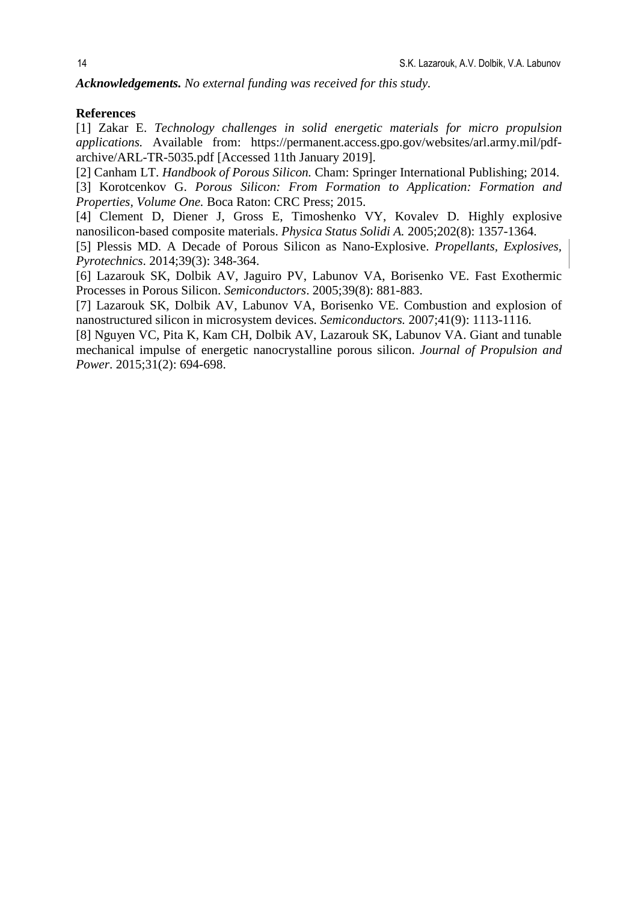***Acknowledgements.*** *No external funding was received for this study.*

**References**

[1] Zakar E. *Technology challenges in solid energetic materials for micro propulsion applications.* Available from: https://permanent.access.gpo.gov/websites/arl.army.mil/pdf-archive/ARL-TR-5035.pdf [Accessed 11th January 2019].

[2] Canham LT. *Handbook of Porous Silicon.* Cham: Springer International Publishing; 2014.

[3] Korotcenkov G. *Porous Silicon: From Formation to Application: Formation and Properties, Volume One.* Boca Raton: CRC Press; 2015.

[4] Clement D, Diener J, Gross E, Timoshenko VY, Kovalev D. Highly explosive nanosilicon-based composite materials. *Physica Status Solidi A.* 2005;202(8): 1357-1364.

[5] Plessis MD. A Decade of Porous Silicon as Nano-Explosive. *Propellants, Explosives, Pyrotechnics*. 2014;39(3): 348-364.

[6] Lazarouk SK, Dolbik AV, Jaguiro PV, Labunov VA, Borisenko VE. Fast Exothermic Processes in Porous Silicon. *Semiconductors*. 2005;39(8): 881-883.

[7] Lazarouk SK, Dolbik AV, Labunov VA, Borisenko VE. Combustion and explosion of nanostructured silicon in microsystem devices. *Semiconductors.* 2007;41(9): 1113-1116.

[8] Nguyen VC, Pita K, Kam CH, Dolbik AV, Lazarouk SK, Labunov VA. Giant and tunable mechanical impulse of energetic nanocrystalline porous silicon. *Journal of Propulsion and Power*. 2015;31(2): 694-698.